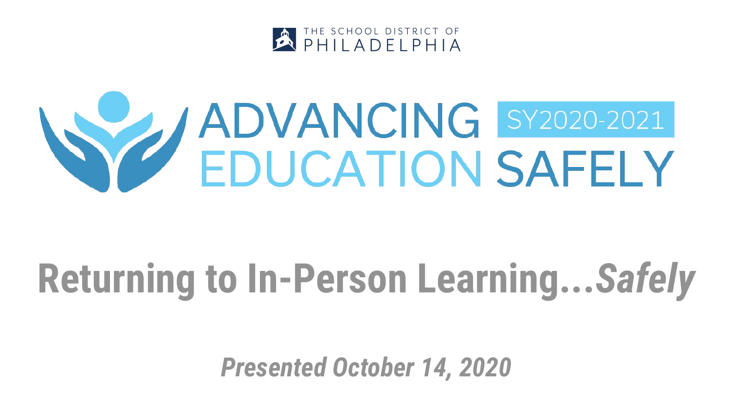THE SCHOOL DISTRICT OF PHILADELPHIA

# ADVANCING EDUCATION SAFELY

SY2020-2021

## Returning to In-Person Learning...*Safely*

***Presented October 14, 2020***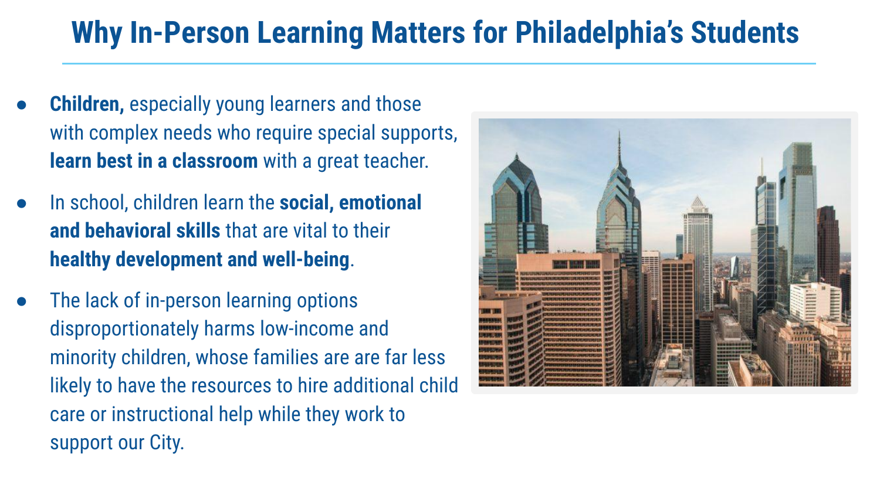# Why In-Person Learning Matters for Philadelphia's Students

- **Children,** especially young learners and those with complex needs who require special supports, **learn best in a classroom** with a great teacher.
- In school, children learn the **social, emotional and behavioral skills** that are vital to their **healthy development and well-being**.
- The lack of in-person learning options disproportionately harms low-income and minority children, whose families are are far less likely to have the resources to hire additional child care or instructional help while they work to support our City.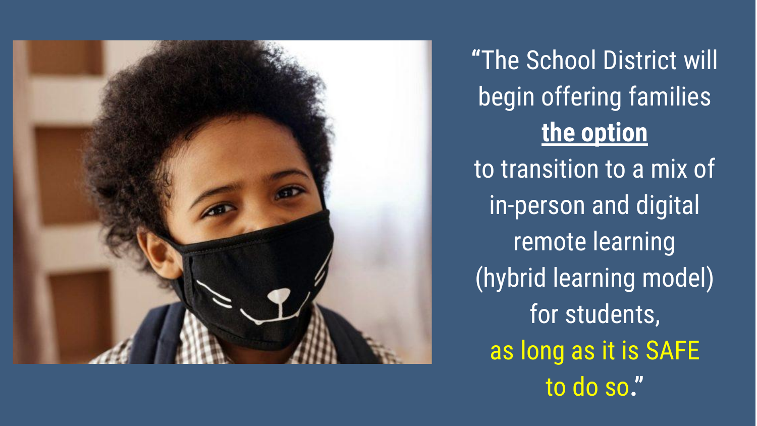"The School District will begin offering families **the option** to transition to a mix of in-person and digital remote learning (hybrid learning model) for students, as long as it is SAFE to do so."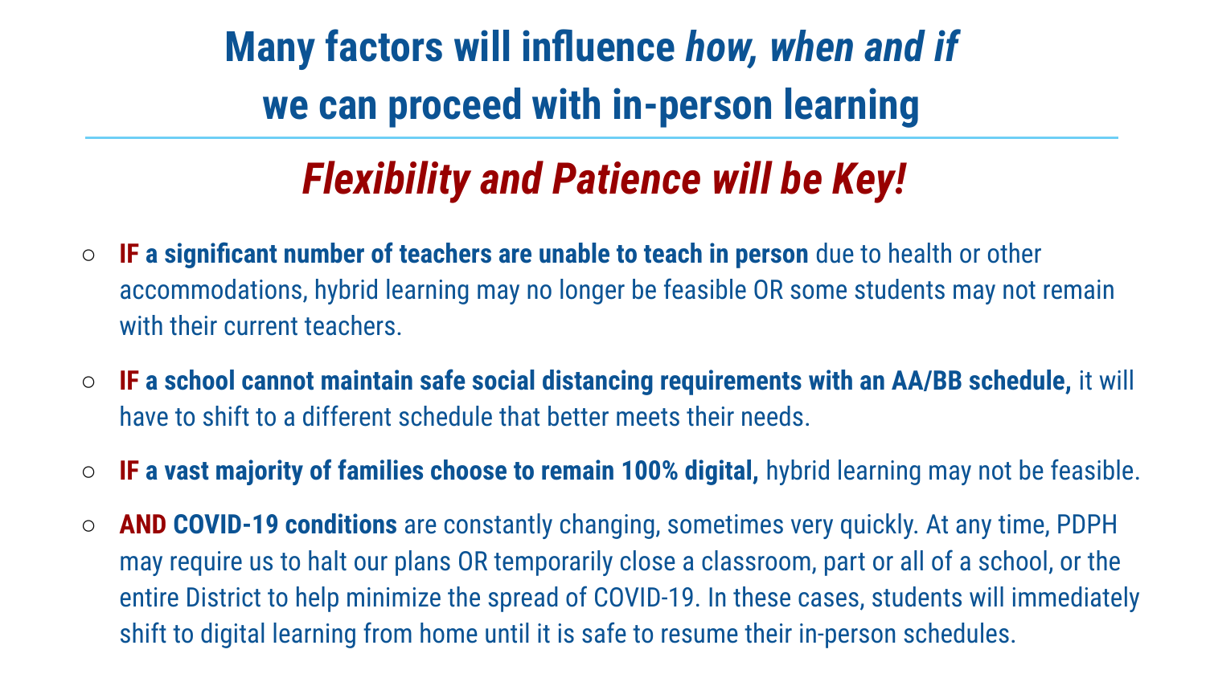# Many factors will influence *how, when and if* we can proceed with in-person learning

## *Flexibility and Patience will be Key!*

- **IF a significant number of teachers are unable to teach in person** due to health or other accommodations, hybrid learning may no longer be feasible OR some students may not remain with their current teachers.
- **IF a school cannot maintain safe social distancing requirements with an AA/BB schedule,** it will have to shift to a different schedule that better meets their needs.
- **IF a vast majority of families choose to remain 100% digital,** hybrid learning may not be feasible.
- **AND COVID-19 conditions** are constantly changing, sometimes very quickly. At any time, PDPH may require us to halt our plans OR temporarily close a classroom, part or all of a school, or the entire District to help minimize the spread of COVID-19. In these cases, students will immediately shift to digital learning from home until it is safe to resume their in-person schedules.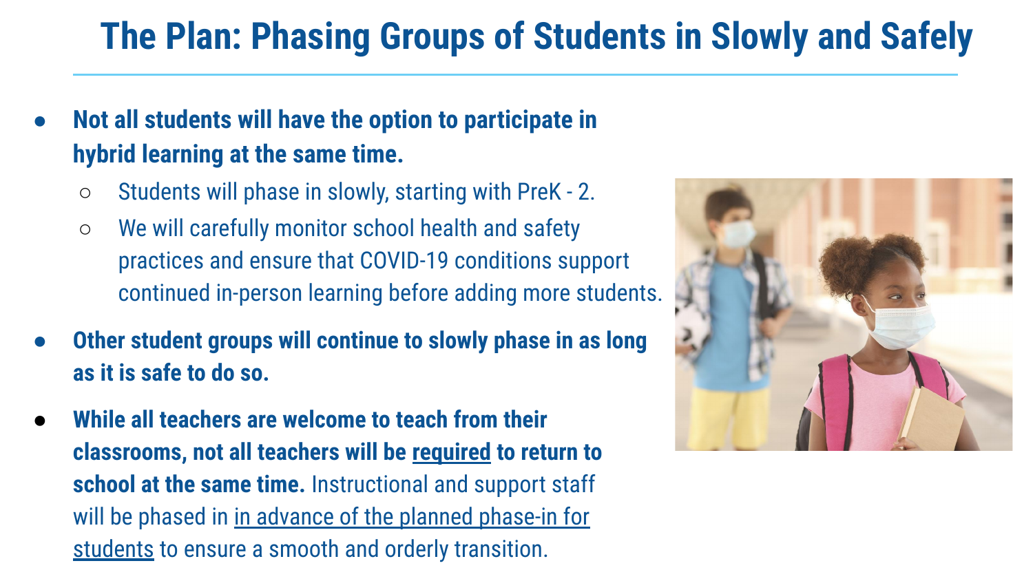# The Plan: Phasing Groups of Students in Slowly and Safely

- **Not all students will have the option to participate in hybrid learning at the same time.**
  - Students will phase in slowly, starting with PreK - 2.
  - We will carefully monitor school health and safety practices and ensure that COVID-19 conditions support continued in-person learning before adding more students.
- **Other student groups will continue to slowly phase in as long as it is safe to do so.**
- **While all teachers are welcome to teach from their classrooms, not all teachers will be required to return to school at the same time.** Instructional and support staff will be phased in in advance of the planned phase-in for students to ensure a smooth and orderly transition.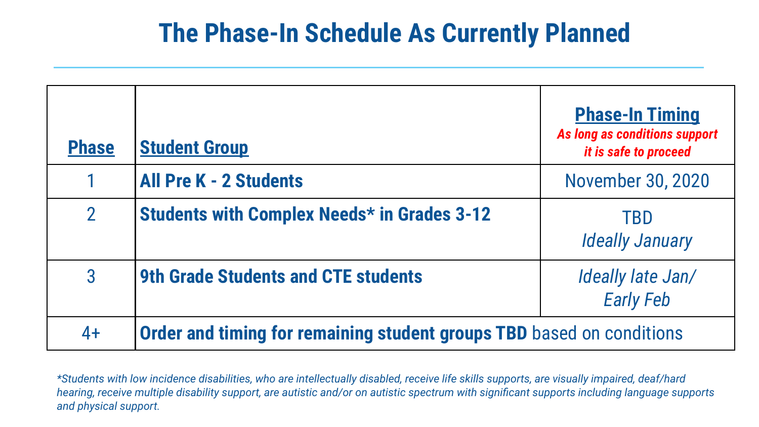# The Phase-In Schedule As Currently Planned

| Phase | Student Group | Phase-In Timing<br>*As long as conditions support it is safe to proceed* |
|---|---|---|
| 1 | **All Pre K - 2 Students** | November 30, 2020 |
| 2 | **Students with Complex Needs* in Grades 3-12** | TBD<br>*Ideally January* |
| 3 | **9th Grade Students and CTE students** | *Ideally late Jan/ Early Feb* |
| 4+ | **Order and timing for remaining student groups TBD** based on conditions | |

*\*Students with low incidence disabilities, who are intellectually disabled, receive life skills supports, are visually impaired, deaf/hard hearing, receive multiple disability support, are autistic and/or on autistic spectrum with significant supports including language supports and physical support.*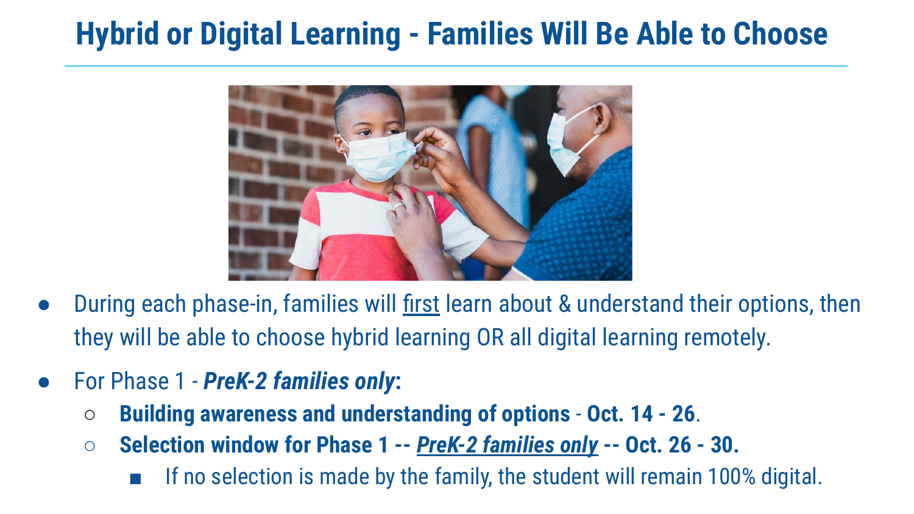# Hybrid or Digital Learning - Families Will Be Able to Choose

- During each phase-in, families will <u>first</u> learn about & understand their options, then they will be able to choose hybrid learning OR all digital learning remotely.
- For Phase 1 - ***PreK-2 families only*:**
  - **Building awareness and understanding of options - Oct. 14 - 26**.
  - **Selection window for Phase 1 -- *<u>PreK-2 families only</u>* -- Oct. 26 - 30.**
    - If no selection is made by the family, the student will remain 100% digital.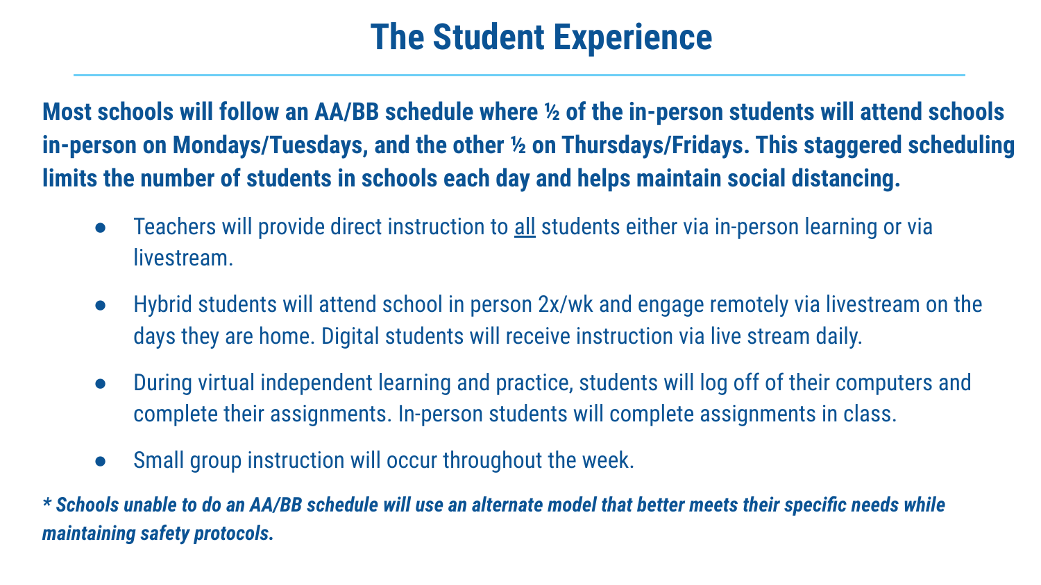# The Student Experience

**Most schools will follow an AA/BB schedule where ½ of the in-person students will attend schools in-person on Mondays/Tuesdays, and the other ½ on Thursdays/Fridays. This staggered scheduling limits the number of students in schools each day and helps maintain social distancing.**

- Teachers will provide direct instruction to <u>all</u> students either via in-person learning or via livestream.
- Hybrid students will attend school in person 2x/wk and engage remotely via livestream on the days they are home. Digital students will receive instruction via live stream daily.
- During virtual independent learning and practice, students will log off of their computers and complete their assignments. In-person students will complete assignments in class.
- Small group instruction will occur throughout the week.

***\* Schools unable to do an AA/BB schedule will use an alternate model that better meets their specific needs while maintaining safety protocols.***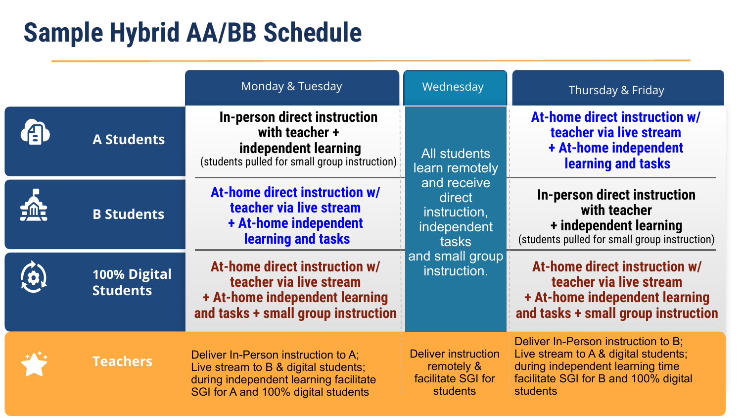# Sample Hybrid AA/BB Schedule

| | Monday & Tuesday | Wednesday | Thursday & Friday |
|---|---|---|---|
| **A Students** | **In-person direct instruction with teacher + independent learning** (students pulled for small group instruction) | All students learn remotely and receive direct instruction, independent tasks and small group instruction. | **At-home direct instruction w/ teacher via live stream + At-home independent learning and tasks** |
| **B Students** | **At-home direct instruction w/ teacher via live stream + At-home independent learning and tasks** | | **In-person direct instruction with teacher + independent learning** (students pulled for small group instruction) |
| **100% Digital Students** | **At-home direct instruction w/ teacher via live stream + At-home independent learning and tasks + small group instruction** | | **At-home direct instruction w/ teacher via live stream + At-home independent learning and tasks + small group instruction** |
| **Teachers** | Deliver In-Person instruction to A; Live stream to B & digital students; during independent learning facilitate SGI for A and 100% digital students | Deliver instruction remotely & facilitate SGI for students | Deliver In-Person instruction to B; Live stream to A & digital students; during independent learning time facilitate SGI for B and 100% digital students |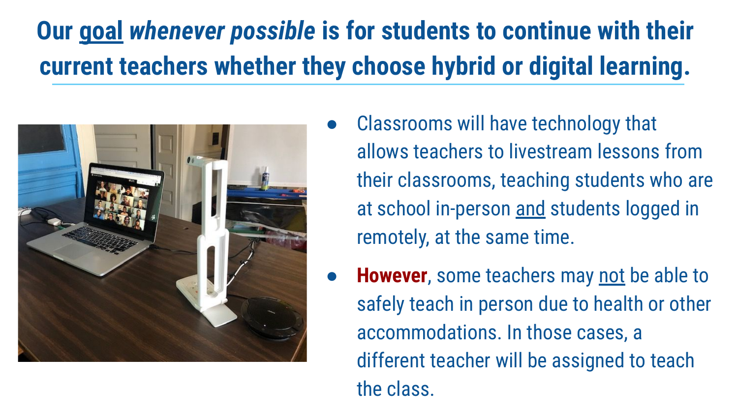# Our <u>goal</u> *whenever possible* is for students to continue with their current teachers whether they choose hybrid or digital learning.

- Classrooms will have technology that allows teachers to livestream lessons from their classrooms, teaching students who are at school in-person <u>and</u> students logged in remotely, at the same time.
- **However**, some teachers may <u>not</u> be able to safely teach in person due to health or other accommodations. In those cases, a different teacher will be assigned to teach the class.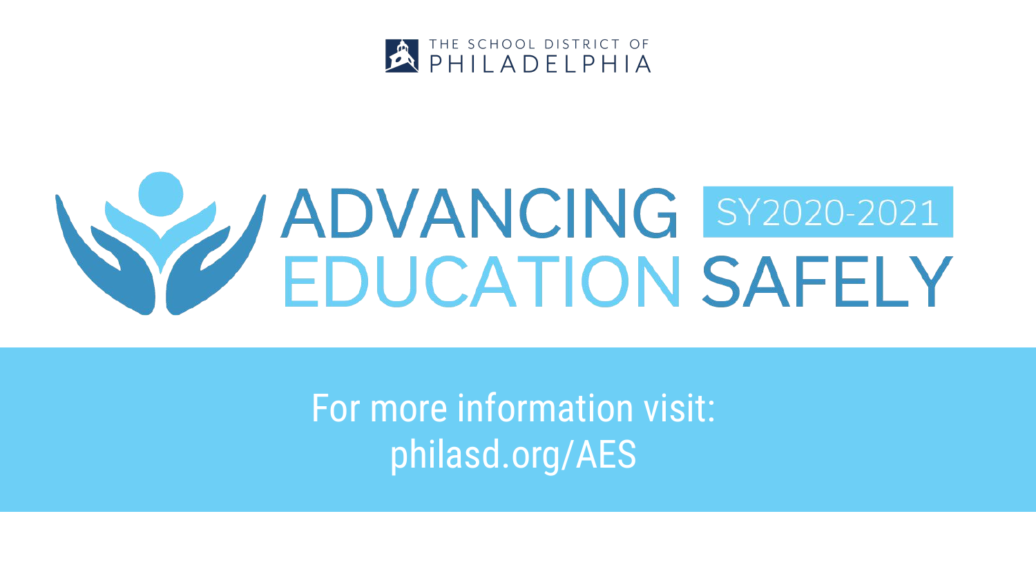THE SCHOOL DISTRICT OF PHILADELPHIA

# ADVANCING EDUCATION SAFELY

SY2020-2021

For more information visit:
philasd.org/AES